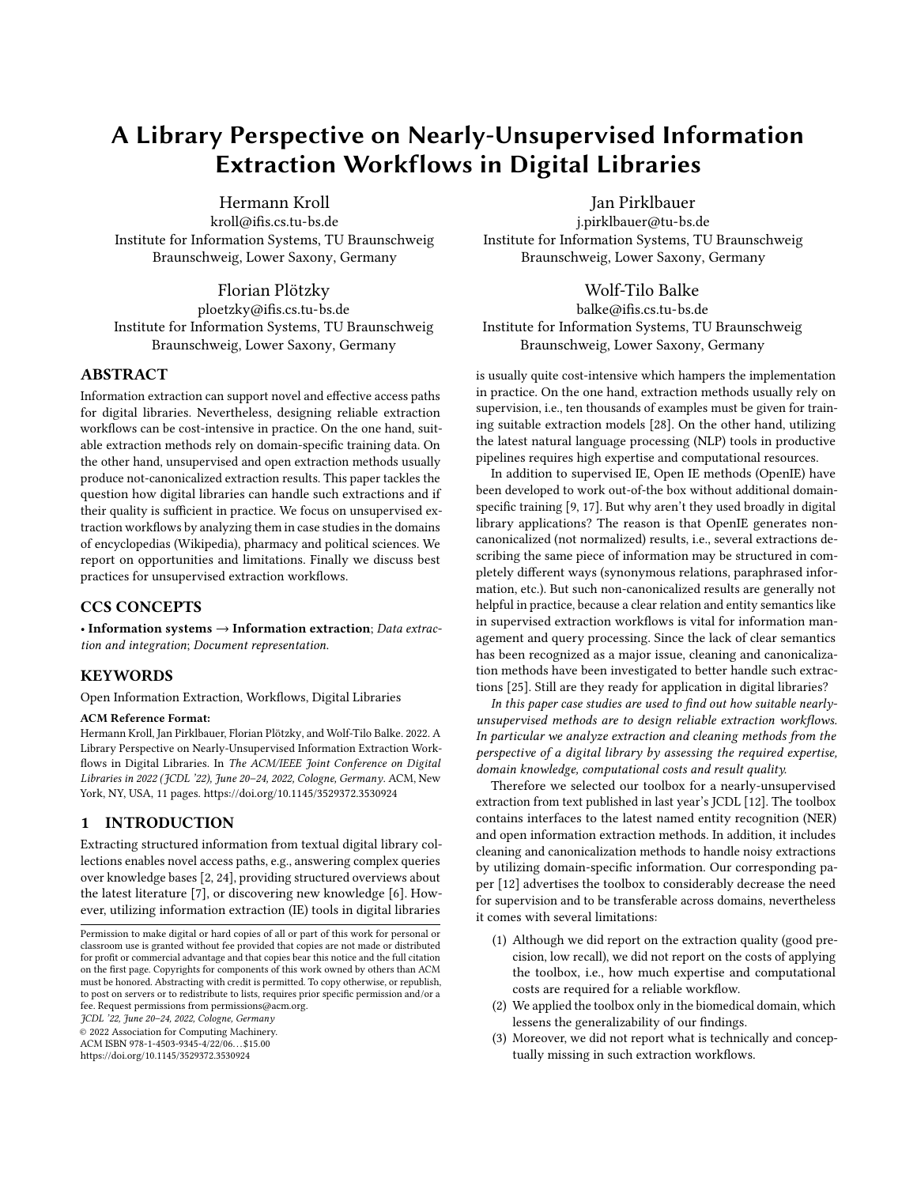# A Library Perspective on Nearly-Unsupervised Information Extraction Workflows in Digital Libraries

Hermann Kroll
kroll@ifis.cs.tu-bs.de
Institute for Information Systems, TU Braunschweig
Braunschweig, Lower Saxony, Germany

Jan Pirklbauer
j.pirklbauer@tu-bs.de
Institute for Information Systems, TU Braunschweig
Braunschweig, Lower Saxony, Germany

Florian Plötzky
ploetzky@ifis.cs.tu-bs.de
Institute for Information Systems, TU Braunschweig
Braunschweig, Lower Saxony, Germany

Wolf-Tilo Balke
balke@ifis.cs.tu-bs.de
Institute for Information Systems, TU Braunschweig
Braunschweig, Lower Saxony, Germany

## ABSTRACT

Information extraction can support novel and effective access paths for digital libraries. Nevertheless, designing reliable extraction workflows can be cost-intensive in practice. On the one hand, suitable extraction methods rely on domain-specific training data. On the other hand, unsupervised and open extraction methods usually produce not-canonicalized extraction results. This paper tackles the question how digital libraries can handle such extractions and if their quality is sufficient in practice. We focus on unsupervised extraction workflows by analyzing them in case studies in the domains of encyclopedias (Wikipedia), pharmacy and political sciences. We report on opportunities and limitations. Finally we discuss best practices for unsupervised extraction workflows.

## CCS CONCEPTS

• **Information systems → Information extraction**; *Data extraction and integration*; *Document representation*.

## KEYWORDS

Open Information Extraction, Workflows, Digital Libraries

**ACM Reference Format:**
Hermann Kroll, Jan Pirklbauer, Florian Plötzky, and Wolf-Tilo Balke. 2022. A Library Perspective on Nearly-Unsupervised Information Extraction Workflows in Digital Libraries. In *The ACM/IEEE Joint Conference on Digital Libraries in 2022 (JCDL '22), June 20–24, 2022, Cologne, Germany*. ACM, New York, NY, USA, 11 pages. https://doi.org/10.1145/3529372.3530924

## 1 INTRODUCTION

Extracting structured information from textual digital library collections enables novel access paths, e.g., answering complex queries over knowledge bases [2, 24], providing structured overviews about the latest literature [7], or discovering new knowledge [6]. However, utilizing information extraction (IE) tools in digital libraries is usually quite cost-intensive which hampers the implementation in practice. On the one hand, extraction methods usually rely on supervision, i.e., ten thousands of examples must be given for training suitable extraction models [28]. On the other hand, utilizing the latest natural language processing (NLP) tools in productive pipelines requires high expertise and computational resources.

In addition to supervised IE, Open IE methods (OpenIE) have been developed to work out-of-the box without additional domain-specific training [9, 17]. But why aren't they used broadly in digital library applications? The reason is that OpenIE generates non-canonicalized (not normalized) results, i.e., several extractions describing the same piece of information may be structured in completely different ways (synonymous relations, paraphrased information, etc.). But such non-canonicalized results are generally not helpful in practice, because a clear relation and entity semantics like in supervised extraction workflows is vital for information management and query processing. Since the lack of clear semantics has been recognized as a major issue, cleaning and canonicalization methods have been investigated to better handle such extractions [25]. Still are they ready for application in digital libraries?

*In this paper case studies are used to find out how suitable nearly-unsupervised methods are to design reliable extraction workflows. In particular we analyze extraction and cleaning methods from the perspective of a digital library by assessing the required expertise, domain knowledge, computational costs and result quality.*

Therefore we selected our toolbox for a nearly-unsupervised extraction from text published in last year's JCDL [12]. The toolbox contains interfaces to the latest named entity recognition (NER) and open information extraction methods. In addition, it includes cleaning and canonicalization methods to handle noisy extractions by utilizing domain-specific information. Our corresponding paper [12] advertises the toolbox to considerably decrease the need for supervision and to be transferable across domains, nevertheless it comes with several limitations:

(1) Although we did report on the extraction quality (good precision, low recall), we did not report on the costs of applying the toolbox, i.e., how much expertise and computational costs are required for a reliable workflow.
(2) We applied the toolbox only in the biomedical domain, which lessens the generalizability of our findings.
(3) Moreover, we did not report what is technically and conceptually missing in such extraction workflows.

Permission to make digital or hard copies of all or part of this work for personal or classroom use is granted without fee provided that copies are not made or distributed for profit or commercial advantage and that copies bear this notice and the full citation on the first page. Copyrights for components of this work owned by others than ACM must be honored. Abstracting with credit is permitted. To copy otherwise, or republish, to post on servers or to redistribute to lists, requires prior specific permission and/or a fee. Request permissions from permissions@acm.org.
*JCDL '22, June 20–24, 2022, Cologne, Germany*
© 2022 Association for Computing Machinery.
ACM ISBN 978-1-4503-9345-4/22/06…$15.00
https://doi.org/10.1145/3529372.3530924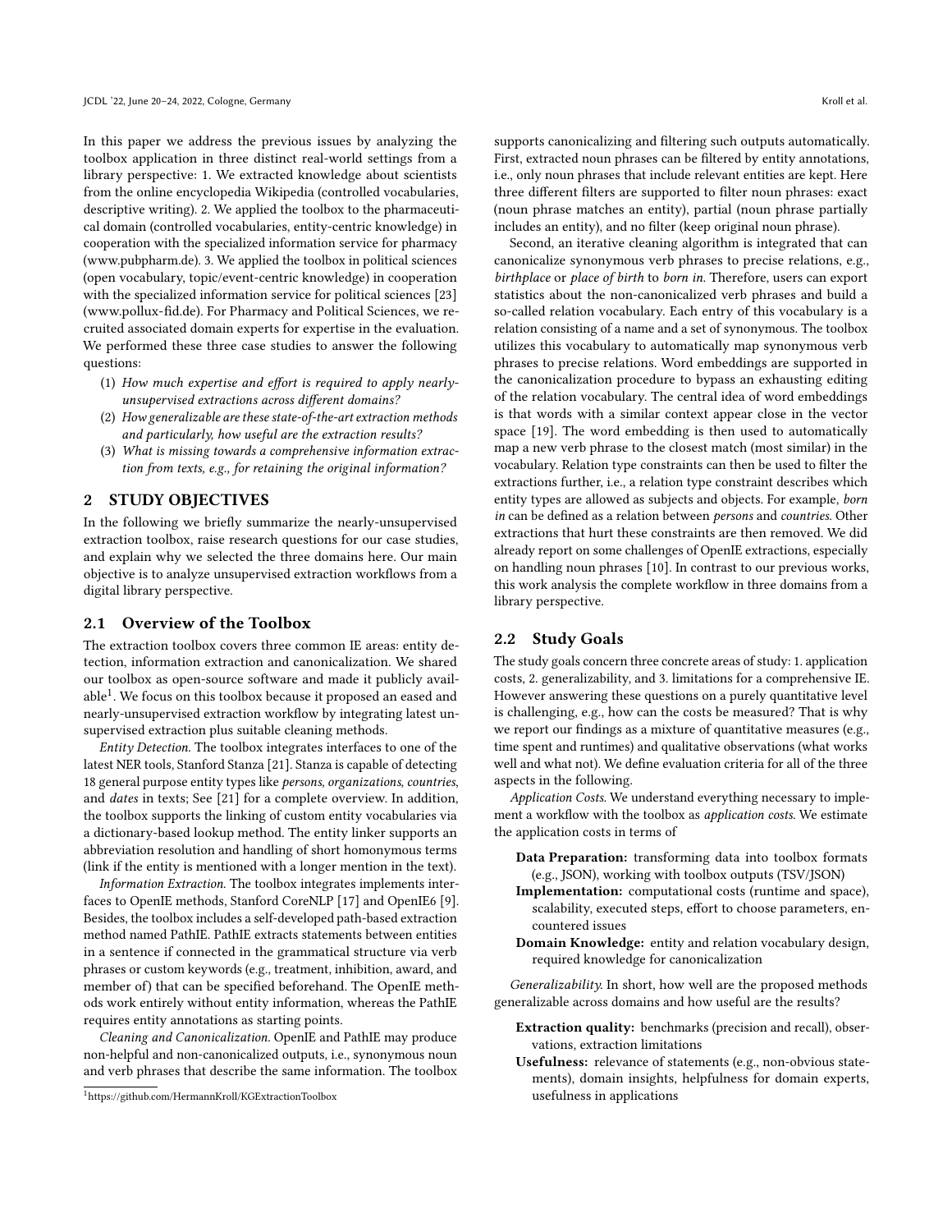In this paper we address the previous issues by analyzing the toolbox application in three distinct real-world settings from a library perspective: 1. We extracted knowledge about scientists from the online encyclopedia Wikipedia (controlled vocabularies, descriptive writing). 2. We applied the toolbox to the pharmaceutical domain (controlled vocabularies, entity-centric knowledge) in cooperation with the specialized information service for pharmacy (www.pubpharm.de). 3. We applied the toolbox in political sciences (open vocabulary, topic/event-centric knowledge) in cooperation with the specialized information service for political sciences [23] (www.pollux-fid.de). For Pharmacy and Political Sciences, we recruited associated domain experts for expertise in the evaluation. We performed these three case studies to answer the following questions:

1. *How much expertise and effort is required to apply nearly-unsupervised extractions across different domains?*
2. *How generalizable are these state-of-the-art extraction methods and particularly, how useful are the extraction results?*
3. *What is missing towards a comprehensive information extraction from texts, e.g., for retaining the original information?*

## 2 STUDY OBJECTIVES

In the following we briefly summarize the nearly-unsupervised extraction toolbox, raise research questions for our case studies, and explain why we selected the three domains here. Our main objective is to analyze unsupervised extraction workflows from a digital library perspective.

### 2.1 Overview of the Toolbox

The extraction toolbox covers three common IE areas: entity detection, information extraction and canonicalization. We shared our toolbox as open-source software and made it publicly available[1]. We focus on this toolbox because it proposed an eased and nearly-unsupervised extraction workflow by integrating latest unsupervised extraction plus suitable cleaning methods.

*Entity Detection.* The toolbox integrates interfaces to one of the latest NER tools, Stanford Stanza [21]. Stanza is capable of detecting 18 general purpose entity types like *persons*, *organizations*, *countries*, and *dates* in texts; See [21] for a complete overview. In addition, the toolbox supports the linking of custom entity vocabularies via a dictionary-based lookup method. The entity linker supports an abbreviation resolution and handling of short homonymous terms (link if the entity is mentioned with a longer mention in the text).

*Information Extraction.* The toolbox integrates implements interfaces to OpenIE methods, Stanford CoreNLP [17] and OpenIE6 [9]. Besides, the toolbox includes a self-developed path-based extraction method named PathIE. PathIE extracts statements between entities in a sentence if connected in the grammatical structure via verb phrases or custom keywords (e.g., treatment, inhibition, award, and member of) that can be specified beforehand. The OpenIE methods work entirely without entity information, whereas the PathIE requires entity annotations as starting points.

*Cleaning and Canonicalization.* OpenIE and PathIE may produce non-helpful and non-canonicalized outputs, i.e., synonymous noun and verb phrases that describe the same information. The toolbox supports canonicalizing and filtering such outputs automatically. First, extracted noun phrases can be filtered by entity annotations, i.e., only noun phrases that include relevant entities are kept. Here three different filters are supported to filter noun phrases: exact (noun phrase matches an entity), partial (noun phrase partially includes an entity), and no filter (keep original noun phrase).

Second, an iterative cleaning algorithm is integrated that can canonicalize synonymous verb phrases to precise relations, e.g., *birthplace* or *place of birth* to *born in*. Therefore, users can export statistics about the non-canonicalized verb phrases and build a so-called relation vocabulary. Each entry of this vocabulary is a relation consisting of a name and a set of synonymous. The toolbox utilizes this vocabulary to automatically map synonymous verb phrases to precise relations. Word embeddings are supported in the canonicalization procedure to bypass an exhausting editing of the relation vocabulary. The central idea of word embeddings is that words with a similar context appear close in the vector space [19]. The word embedding is then used to automatically map a new verb phrase to the closest match (most similar) in the vocabulary. Relation type constraints can then be used to filter the extractions further, i.e., a relation type constraint describes which entity types are allowed as subjects and objects. For example, *born in* can be defined as a relation between *persons* and *countries*. Other extractions that hurt these constraints are then removed. We did already report on some challenges of OpenIE extractions, especially on handling noun phrases [10]. In contrast to our previous works, this work analysis the complete workflow in three domains from a library perspective.

### 2.2 Study Goals

The study goals concern three concrete areas of study: 1. application costs, 2. generalizability, and 3. limitations for a comprehensive IE. However answering these questions on a purely quantitative level is challenging, e.g., how can the costs be measured? That is why we report our findings as a mixture of quantitative measures (e.g., time spent and runtimes) and qualitative observations (what works well and what not). We define evaluation criteria for all of the three aspects in the following.

*Application Costs.* We understand everything necessary to implement a workflow with the toolbox as *application costs*. We estimate the application costs in terms of

- **Data Preparation:** transforming data into toolbox formats (e.g., JSON), working with toolbox outputs (TSV/JSON)
- **Implementation:** computational costs (runtime and space), scalability, executed steps, effort to choose parameters, encountered issues
- **Domain Knowledge:** entity and relation vocabulary design, required knowledge for canonicalization

*Generalizability.* In short, how well are the proposed methods generalizable across domains and how useful are the results?

- **Extraction quality:** benchmarks (precision and recall), observations, extraction limitations
- **Usefulness:** relevance of statements (e.g., non-obvious statements), domain insights, helpfulness for domain experts, usefulness in applications

[1] https://github.com/HermannKroll/KGExtractionToolbox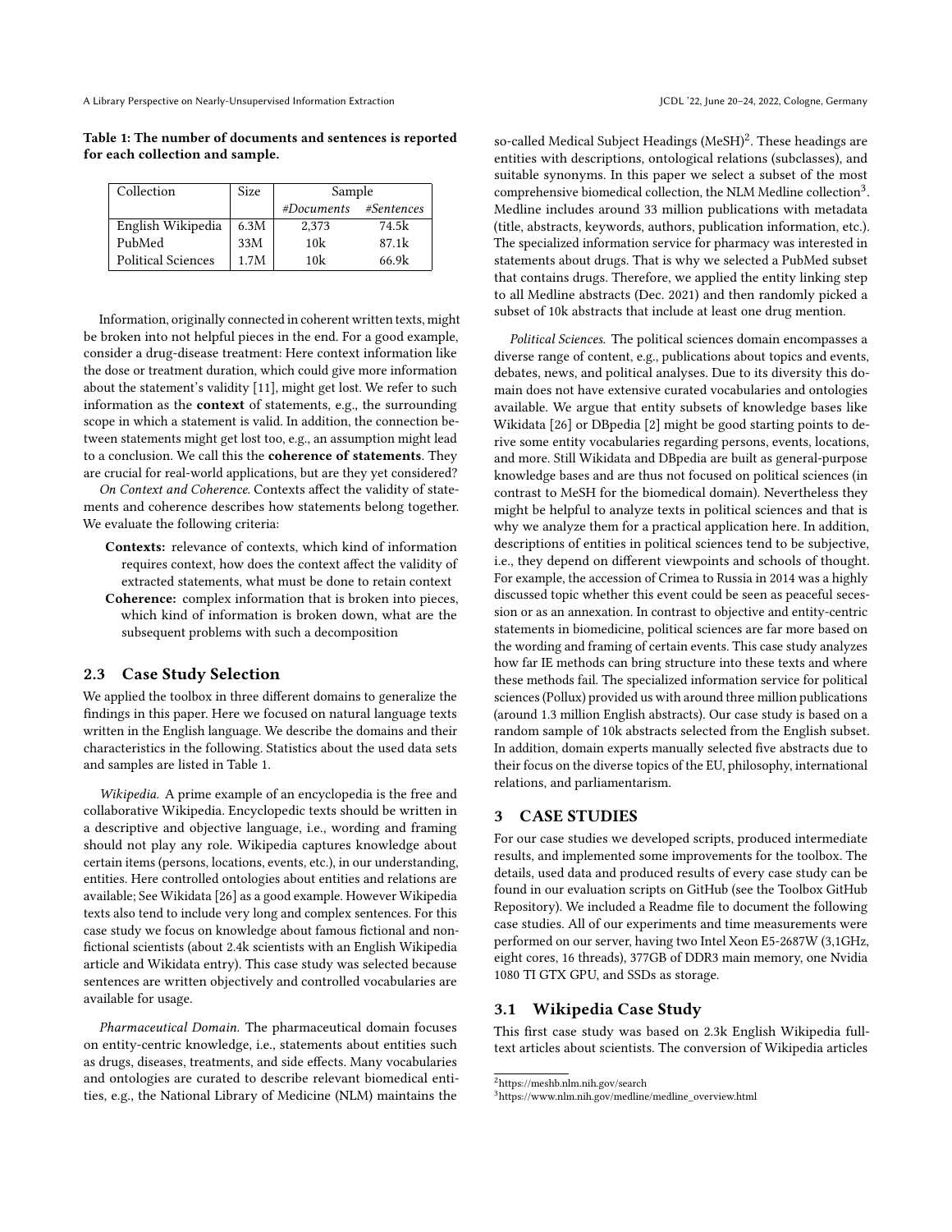**Table 1: The number of documents and sentences is reported for each collection and sample.**

| Collection | Size | Sample | |
|---|---|---|---|
| | | *#Documents* | *#Sentences* |
| English Wikipedia | 6.3M | 2,373 | 74.5k |
| PubMed | 33M | 10k | 87.1k |
| Political Sciences | 1.7M | 10k | 66.9k |

Information, originally connected in coherent written texts, might be broken into not helpful pieces in the end. For a good example, consider a drug-disease treatment: Here context information like the dose or treatment duration, which could give more information about the statement's validity [11], might get lost. We refer to such information as the **context** of statements, e.g., the surrounding scope in which a statement is valid. In addition, the connection between statements might get lost too, e.g., an assumption might lead to a conclusion. We call this the **coherence of statements**. They are crucial for real-world applications, but are they yet considered?

*On Context and Coherence.* Contexts affect the validity of statements and coherence describes how statements belong together. We evaluate the following criteria:

- **Contexts:** relevance of contexts, which kind of information requires context, how does the context affect the validity of extracted statements, what must be done to retain context
- **Coherence:** complex information that is broken into pieces, which kind of information is broken down, what are the subsequent problems with such a decomposition

### 2.3 Case Study Selection

We applied the toolbox in three different domains to generalize the findings in this paper. Here we focused on natural language texts written in the English language. We describe the domains and their characteristics in the following. Statistics about the used data sets and samples are listed in Table 1.

*Wikipedia.* A prime example of an encyclopedia is the free and collaborative Wikipedia. Encyclopedic texts should be written in a descriptive and objective language, i.e., wording and framing should not play any role. Wikipedia captures knowledge about certain items (persons, locations, events, etc.), in our understanding, entities. Here controlled ontologies about entities and relations are available; See Wikidata [26] as a good example. However Wikipedia texts also tend to include very long and complex sentences. For this case study we focus on knowledge about famous fictional and non-fictional scientists (about 2.4k scientists with an English Wikipedia article and Wikidata entry). This case study was selected because sentences are written objectively and controlled vocabularies are available for usage.

*Pharmaceutical Domain.* The pharmaceutical domain focuses on entity-centric knowledge, i.e., statements about entities such as drugs, diseases, treatments, and side effects. Many vocabularies and ontologies are curated to describe relevant biomedical entities, e.g., the National Library of Medicine (NLM) maintains the so-called Medical Subject Headings (MeSH)[2]. These headings are entities with descriptions, ontological relations (subclasses), and suitable synonyms. In this paper we select a subset of the most comprehensive biomedical collection, the NLM Medline collection[3]. Medline includes around 33 million publications with metadata (title, abstracts, keywords, authors, publication information, etc.). The specialized information service for pharmacy was interested in statements about drugs. That is why we selected a PubMed subset that contains drugs. Therefore, we applied the entity linking step to all Medline abstracts (Dec. 2021) and then randomly picked a subset of 10k abstracts that include at least one drug mention.

*Political Sciences.* The political sciences domain encompasses a diverse range of content, e.g., publications about topics and events, debates, news, and political analyses. Due to its diversity this domain does not have extensive curated vocabularies and ontologies available. We argue that entity subsets of knowledge bases like Wikidata [26] or DBpedia [2] might be good starting points to derive some entity vocabularies regarding persons, events, locations, and more. Still Wikidata and DBpedia are built as general-purpose knowledge bases and are thus not focused on political sciences (in contrast to MeSH for the biomedical domain). Nevertheless they might be helpful to analyze texts in political sciences and that is why we analyze them for a practical application here. In addition, descriptions of entities in political sciences tend to be subjective, i.e., they depend on different viewpoints and schools of thought. For example, the accession of Crimea to Russia in 2014 was a highly discussed topic whether this event could be seen as peaceful secession or as an annexation. In contrast to objective and entity-centric statements in biomedicine, political sciences are far more based on the wording and framing of certain events. This case study analyzes how far IE methods can bring structure into these texts and where these methods fail. The specialized information service for political sciences (Pollux) provided us with around three million publications (around 1.3 million English abstracts). Our case study is based on a random sample of 10k abstracts selected from the English subset. In addition, domain experts manually selected five abstracts due to their focus on the diverse topics of the EU, philosophy, international relations, and parliamentarism.

## 3 CASE STUDIES

For our case studies we developed scripts, produced intermediate results, and implemented some improvements for the toolbox. The details, used data and produced results of every case study can be found in our evaluation scripts on GitHub (see the Toolbox GitHub Repository). We included a Readme file to document the following case studies. All of our experiments and time measurements were performed on our server, having two Intel Xeon E5-2687W (3,1GHz, eight cores, 16 threads), 377GB of DDR3 main memory, one Nvidia 1080 TI GTX GPU, and SSDs as storage.

### 3.1 Wikipedia Case Study

This first case study was based on 2.3k English Wikipedia full-text articles about scientists. The conversion of Wikipedia articles

[2] https://meshb.nlm.nih.gov/search

[3] https://www.nlm.nih.gov/medline/medline_overview.html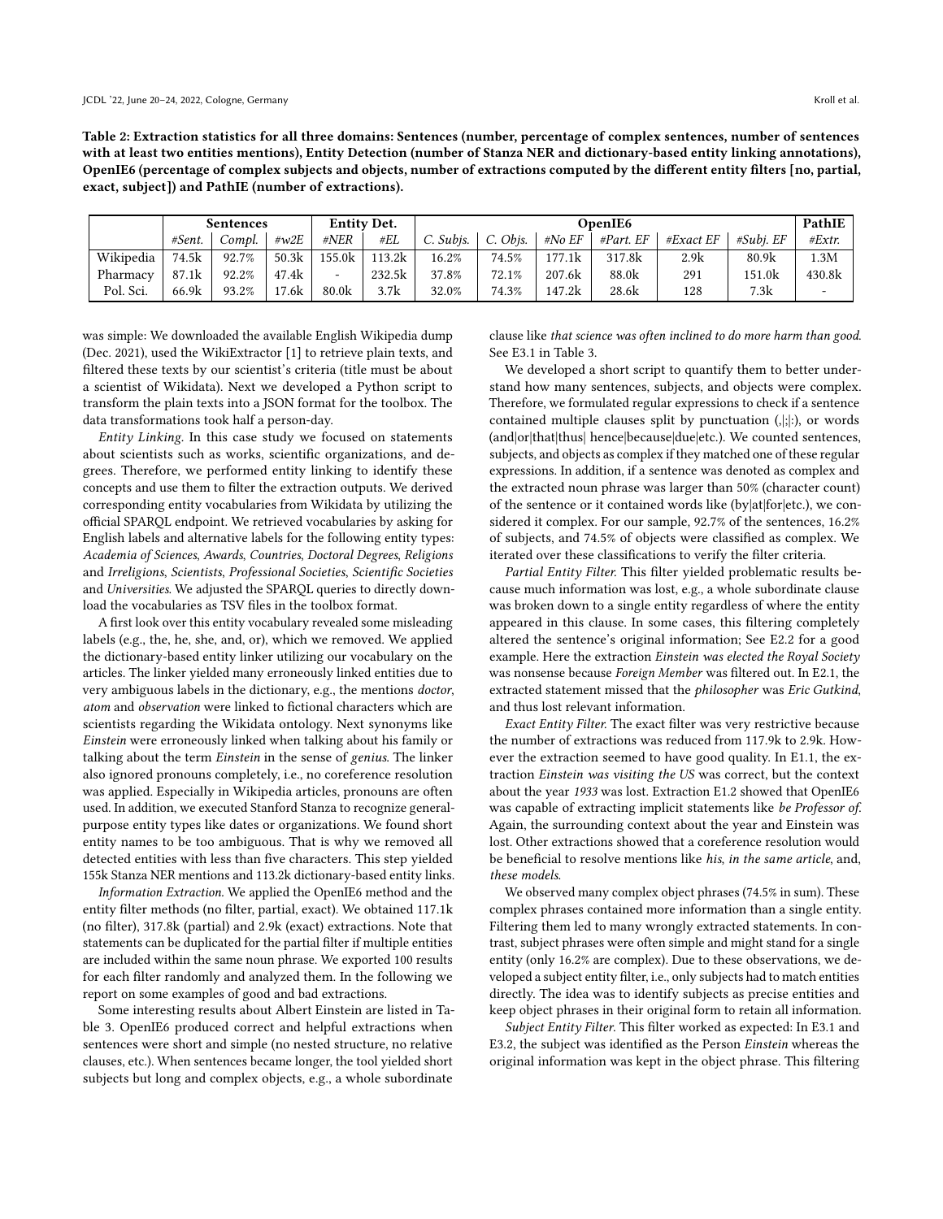**Table 2: Extraction statistics for all three domains: Sentences (number, percentage of complex sentences, number of sentences with at least two entities mentions), Entity Detection (number of Stanza NER and dictionary-based entity linking annotations), OpenIE6 (percentage of complex subjects and objects, number of extractions computed by the different entity filters [no, partial, exact, subject]) and PathIE (number of extractions).**

| | Sentences | | | Entity Det. | | OpenIE6 | | | | | | PathIE |
|---|---|---|---|---|---|---|---|---|---|---|---|---|
| | *#Sent.* | *Compl.* | *#w2E* | *#NER* | *#EL* | *C. Subjs.* | *C. Objs.* | *#No EF* | *#Part. EF* | *#Exact EF* | *#Subj. EF* | *#Extr.* |
| Wikipedia | 74.5k | 92.7% | 50.3k | 155.0k | 113.2k | 16.2% | 74.5% | 177.1k | 317.8k | 2.9k | 80.9k | 1.3M |
| Pharmacy | 87.1k | 92.2% | 47.4k | - | 232.5k | 37.8% | 72.1% | 207.6k | 88.0k | 291 | 151.0k | 430.8k |
| Pol. Sci. | 66.9k | 93.2% | 17.6k | 80.0k | 3.7k | 32.0% | 74.3% | 147.2k | 28.6k | 128 | 7.3k | - |

was simple: We downloaded the available English Wikipedia dump (Dec. 2021), used the WikiExtractor [1] to retrieve plain texts, and filtered these texts by our scientist's criteria (title must be about a scientist of Wikidata). Next we developed a Python script to transform the plain texts into a JSON format for the toolbox. The data transformations took half a person-day.

*Entity Linking.* In this case study we focused on statements about scientists such as works, scientific organizations, and degrees. Therefore, we performed entity linking to identify these concepts and use them to filter the extraction outputs. We derived corresponding entity vocabularies from Wikidata by utilizing the official SPARQL endpoint. We retrieved vocabularies by asking for English labels and alternative labels for the following entity types: *Academia of Sciences*, *Awards*, *Countries*, *Doctoral Degrees*, *Religions* and *Irreligions*, *Scientists*, *Professional Societies*, *Scientific Societies* and *Universities*. We adjusted the SPARQL queries to directly download the vocabularies as TSV files in the toolbox format.

A first look over this entity vocabulary revealed some misleading labels (e.g., the, he, she, and, or), which we removed. We applied the dictionary-based entity linker utilizing our vocabulary on the articles. The linker yielded many erroneously linked entities due to very ambiguous labels in the dictionary, e.g., the mentions *doctor*, *atom* and *observation* were linked to fictional characters which are scientists regarding the Wikidata ontology. Next synonyms like *Einstein* were erroneously linked when talking about his family or talking about the term *Einstein* in the sense of *genius*. The linker also ignored pronouns completely, i.e., no coreference resolution was applied. Especially in Wikipedia articles, pronouns are often used. In addition, we executed Stanford Stanza to recognize general-purpose entity types like dates or organizations. We found short entity names to be too ambiguous. That is why we removed all detected entities with less than five characters. This step yielded 155k Stanza NER mentions and 113.2k dictionary-based entity links.

*Information Extraction.* We applied the OpenIE6 method and the entity filter methods (no filter, partial, exact). We obtained 117.1k (no filter), 317.8k (partial) and 2.9k (exact) extractions. Note that statements can be duplicated for the partial filter if multiple entities are included within the same noun phrase. We exported 100 results for each filter randomly and analyzed them. In the following we report on some examples of good and bad extractions.

Some interesting results about Albert Einstein are listed in Table 3. OpenIE6 produced correct and helpful extractions when sentences were short and simple (no nested structure, no relative clauses, etc.). When sentences became longer, the tool yielded short subjects but long and complex objects, e.g., a whole subordinate clause like *that science was often inclined to do more harm than good*. See E3.1 in Table 3.

We developed a short script to quantify them to better understand how many sentences, subjects, and objects were complex. Therefore, we formulated regular expressions to check if a sentence contained multiple clauses split by punctuation (,|;|:), or words (and|or|that|thus| hence|because|due|etc.). We counted sentences, subjects, and objects as complex if they matched one of these regular expressions. In addition, if a sentence was denoted as complex and the extracted noun phrase was larger than 50% (character count) of the sentence or it contained words like (by|at|for|etc.), we considered it complex. For our sample, 92.7% of the sentences, 16.2% of subjects, and 74.5% of objects were classified as complex. We iterated over these classifications to verify the filter criteria.

*Partial Entity Filter.* This filter yielded problematic results because much information was lost, e.g., a whole subordinate clause was broken down to a single entity regardless of where the entity appeared in this clause. In some cases, this filtering completely altered the sentence's original information; See E2.2 for a good example. Here the extraction *Einstein was elected the Royal Society* was nonsense because *Foreign Member* was filtered out. In E2.1, the extracted statement missed that the *philosopher* was *Eric Gutkind*, and thus lost relevant information.

*Exact Entity Filter.* The exact filter was very restrictive because the number of extractions was reduced from 117.9k to 2.9k. However the extraction seemed to have good quality. In E1.1, the extraction *Einstein was visiting the US* was correct, but the context about the year *1933* was lost. Extraction E1.2 showed that OpenIE6 was capable of extracting implicit statements like *be Professor of*. Again, the surrounding context about the year and Einstein was lost. Other extractions showed that a coreference resolution would be beneficial to resolve mentions like *his*, *in the same article*, and, *these models*.

We observed many complex object phrases (74.5% in sum). These complex phrases contained more information than a single entity. Filtering them led to many wrongly extracted statements. In contrast, subject phrases were often simple and might stand for a single entity (only 16.2% are complex). Due to these observations, we developed a subject entity filter, i.e., only subjects had to match entities directly. The idea was to identify subjects as precise entities and keep object phrases in their original form to retain all information.

*Subject Entity Filter.* This filter worked as expected: In E3.1 and E3.2, the subject was identified as the Person *Einstein* whereas the original information was kept in the object phrase. This filtering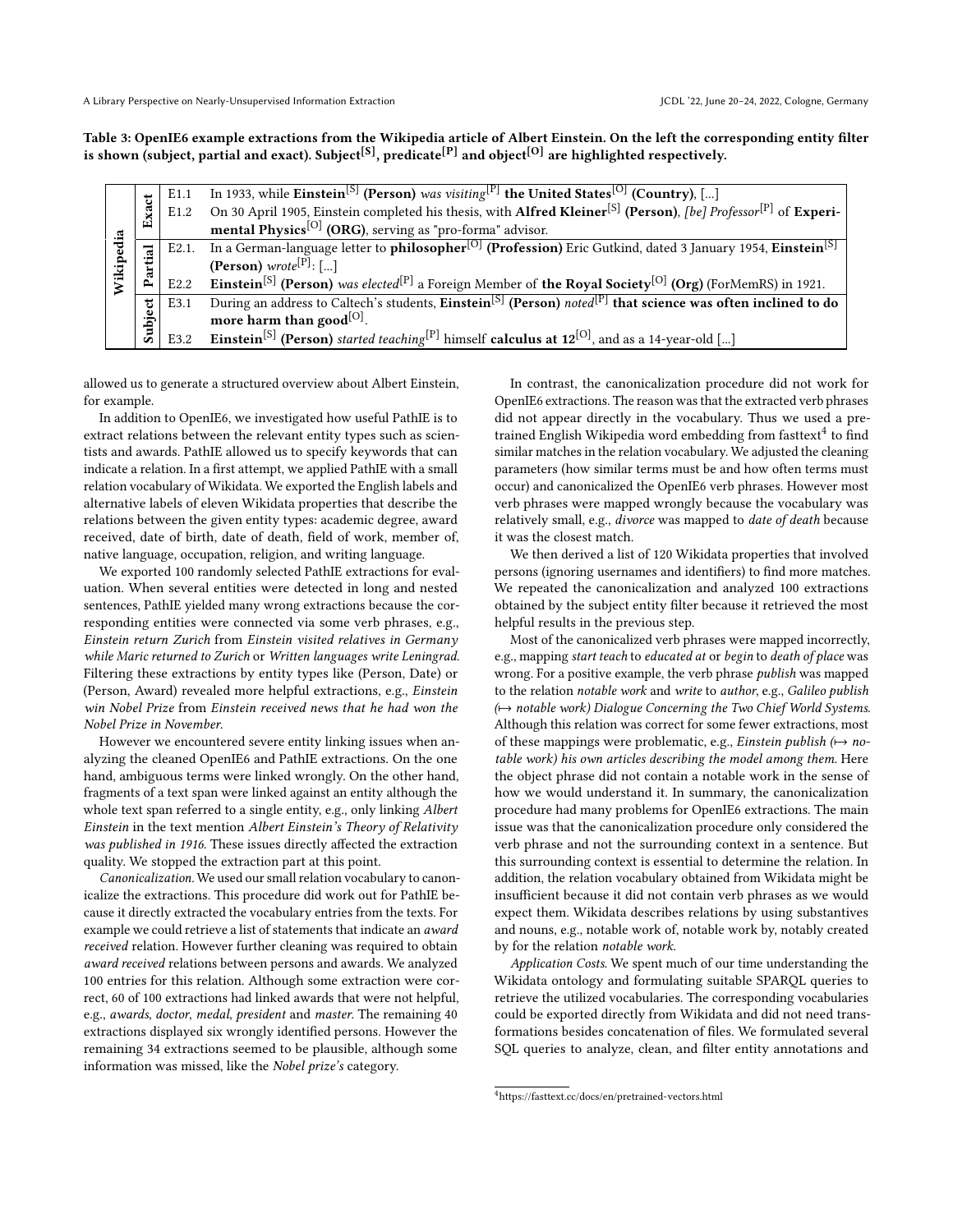**Table 3: OpenIE6 example extractions from the Wikipedia article of Albert Einstein. On the left the corresponding entity filter is shown (subject, partial and exact). Subject[S], predicate[P] and object[O] are highlighted respectively.**

| | | | |
|---|---|---|---|
| Wikipedia | Exact | E1.1 | In 1933, while **Einstein**[S] **(Person)** *was visiting*[P] **the United States**[O] **(Country)**, [...] |
| | | E1.2 | On 30 April 1905, Einstein completed his thesis, with **Alfred Kleiner**[S] **(Person)**, *[be] Professor*[P] of **Experimental Physics**[O] **(ORG)**, serving as "pro-forma" advisor. |
| | Partial | E2.1. | In a German-language letter to **philosopher**[O] **(Profession)** Eric Gutkind, dated 3 January 1954, **Einstein**[S] **(Person)** *wrote*[P]: [...] |
| | | E2.2 | **Einstein**[S] **(Person)** *was elected*[P] a Foreign Member of **the Royal Society**[O] **(Org)** (ForMemRS) in 1921. |
| | Subject | E3.1 | During an address to Caltech's students, **Einstein**[S] **(Person)** *noted*[P] **that science was often inclined to do more harm than good**[O]. |
| | | E3.2 | **Einstein**[S] **(Person)** *started teaching*[P] himself **calculus at 12**[O], and as a 14-year-old [...] |

allowed us to generate a structured overview about Albert Einstein, for example.

In addition to OpenIE6, we investigated how useful PathIE is to extract relations between the relevant entity types such as scientists and awards. PathIE allowed us to specify keywords that can indicate a relation. In a first attempt, we applied PathIE with a small relation vocabulary of Wikidata. We exported the English labels and alternative labels of eleven Wikidata properties that describe the relations between the given entity types: academic degree, award received, date of birth, date of death, field of work, member of, native language, occupation, religion, and writing language.

We exported 100 randomly selected PathIE extractions for evaluation. When several entities were detected in long and nested sentences, PathIE yielded many wrong extractions because the corresponding entities were connected via some verb phrases, e.g., *Einstein return Zurich* from *Einstein visited relatives in Germany while Maric returned to Zurich* or *Written languages write Leningrad*. Filtering these extractions by entity types like (Person, Date) or (Person, Award) revealed more helpful extractions, e.g., *Einstein win Nobel Prize* from *Einstein received news that he had won the Nobel Prize in November*.

However we encountered severe entity linking issues when analyzing the cleaned OpenIE6 and PathIE extractions. On the one hand, ambiguous terms were linked wrongly. On the other hand, fragments of a text span were linked against an entity although the whole text span referred to a single entity, e.g., only linking *Albert Einstein* in the text mention *Albert Einstein's Theory of Relativity was published in 1916*. These issues directly affected the extraction quality. We stopped the extraction part at this point.

*Canonicalization.* We used our small relation vocabulary to canonicalize the extractions. This procedure did work out for PathIE because it directly extracted the vocabulary entries from the texts. For example we could retrieve a list of statements that indicate an *award received* relation. However further cleaning was required to obtain *award received* relations between persons and awards. We analyzed 100 entries for this relation. Although some extraction were correct, 60 of 100 extractions had linked awards that were not helpful, e.g., *awards*, *doctor*, *medal*, *president* and *master*. The remaining 40 extractions displayed six wrongly identified persons. However the remaining 34 extractions seemed to be plausible, although some information was missed, like the *Nobel prize's* category.

In contrast, the canonicalization procedure did not work for OpenIE6 extractions. The reason was that the extracted verb phrases did not appear directly in the vocabulary. Thus we used a pretrained English Wikipedia word embedding from fasttext[4] to find similar matches in the relation vocabulary. We adjusted the cleaning parameters (how similar terms must be and how often terms must occur) and canonicalized the OpenIE6 verb phrases. However most verb phrases were mapped wrongly because the vocabulary was relatively small, e.g., *divorce* was mapped to *date of death* because it was the closest match.

We then derived a list of 120 Wikidata properties that involved persons (ignoring usernames and identifiers) to find more matches. We repeated the canonicalization and analyzed 100 extractions obtained by the subject entity filter because it retrieved the most helpful results in the previous step.

Most of the canonicalized verb phrases were mapped incorrectly, e.g., mapping *start teach* to *educated at* or *begin* to *death of place* was wrong. For a positive example, the verb phrase *publish* was mapped to the relation *notable work* and *write* to *author*, e.g., *Galileo publish (↦ notable work) Dialogue Concerning the Two Chief World Systems*. Although this relation was correct for some fewer extractions, most of these mappings were problematic, e.g., *Einstein publish (↦ notable work) his own articles describing the model among them.* Here the object phrase did not contain a notable work in the sense of how we would understand it. In summary, the canonicalization procedure had many problems for OpenIE6 extractions. The main issue was that the canonicalization procedure only considered the verb phrase and not the surrounding context in a sentence. But this surrounding context is essential to determine the relation. In addition, the relation vocabulary obtained from Wikidata might be insufficient because it did not contain verb phrases as we would expect them. Wikidata describes relations by using substantives and nouns, e.g., notable work of, notable work by, notably created by for the relation *notable work*.

*Application Costs.* We spent much of our time understanding the Wikidata ontology and formulating suitable SPARQL queries to retrieve the utilized vocabularies. The corresponding vocabularies could be exported directly from Wikidata and did not need transformations besides concatenation of files. We formulated several SQL queries to analyze, clean, and filter entity annotations and

[4]https://fasttext.cc/docs/en/pretrained-vectors.html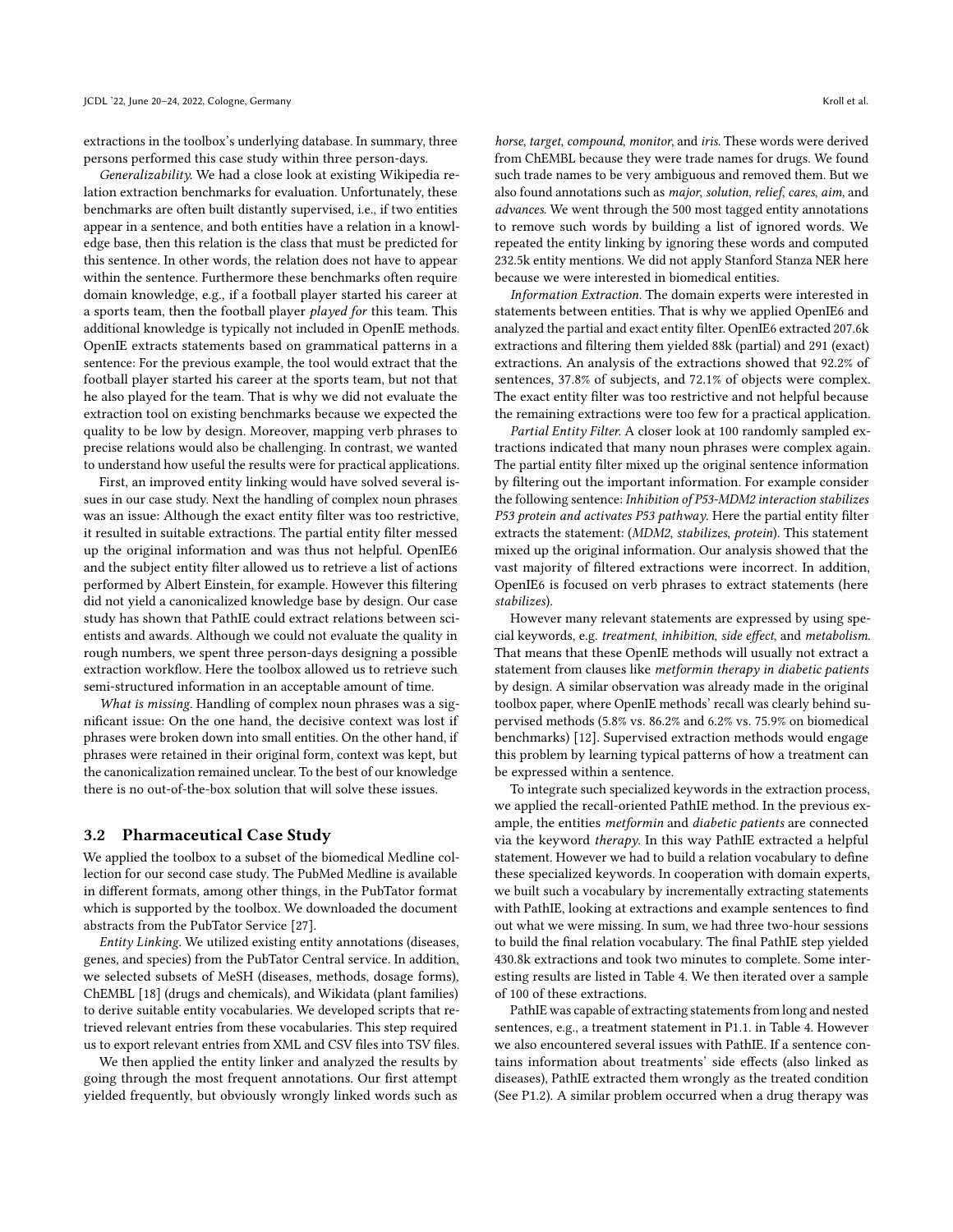extractions in the toolbox's underlying database. In summary, three persons performed this case study within three person-days.

*Generalizability.* We had a close look at existing Wikipedia relation extraction benchmarks for evaluation. Unfortunately, these benchmarks are often built distantly supervised, i.e., if two entities appear in a sentence, and both entities have a relation in a knowledge base, then this relation is the class that must be predicted for this sentence. In other words, the relation does not have to appear within the sentence. Furthermore these benchmarks often require domain knowledge, e.g., if a football player started his career at a sports team, then the football player *played for* this team. This additional knowledge is typically not included in OpenIE methods. OpenIE extracts statements based on grammatical patterns in a sentence: For the previous example, the tool would extract that the football player started his career at the sports team, but not that he also played for the team. That is why we did not evaluate the extraction tool on existing benchmarks because we expected the quality to be low by design. Moreover, mapping verb phrases to precise relations would also be challenging. In contrast, we wanted to understand how useful the results were for practical applications.

First, an improved entity linking would have solved several issues in our case study. Next the handling of complex noun phrases was an issue: Although the exact entity filter was too restrictive, it resulted in suitable extractions. The partial entity filter messed up the original information and was thus not helpful. OpenIE6 and the subject entity filter allowed us to retrieve a list of actions performed by Albert Einstein, for example. However this filtering did not yield a canonicalized knowledge base by design. Our case study has shown that PathIE could extract relations between scientists and awards. Although we could not evaluate the quality in rough numbers, we spent three person-days designing a possible extraction workflow. Here the toolbox allowed us to retrieve such semi-structured information in an acceptable amount of time.

*What is missing.* Handling of complex noun phrases was a significant issue: On the one hand, the decisive context was lost if phrases were broken down into small entities. On the other hand, if phrases were retained in their original form, context was kept, but the canonicalization remained unclear. To the best of our knowledge there is no out-of-the-box solution that will solve these issues.

### 3.2 Pharmaceutical Case Study

We applied the toolbox to a subset of the biomedical Medline collection for our second case study. The PubMed Medline is available in different formats, among other things, in the PubTator format which is supported by the toolbox. We downloaded the document abstracts from the PubTator Service [27].

*Entity Linking.* We utilized existing entity annotations (diseases, genes, and species) from the PubTator Central service. In addition, we selected subsets of MeSH (diseases, methods, dosage forms), ChEMBL [18] (drugs and chemicals), and Wikidata (plant families) to derive suitable entity vocabularies. We developed scripts that retrieved relevant entries from these vocabularies. This step required us to export relevant entries from XML and CSV files into TSV files.

We then applied the entity linker and analyzed the results by going through the most frequent annotations. Our first attempt yielded frequently, but obviously wrongly linked words such as *horse*, *target*, *compound*, *monitor*, and *iris*. These words were derived from ChEMBL because they were trade names for drugs. We found such trade names to be very ambiguous and removed them. But we also found annotations such as *major*, *solution*, *relief*, *cares*, *aim*, and *advances*. We went through the 500 most tagged entity annotations to remove such words by building a list of ignored words. We repeated the entity linking by ignoring these words and computed 232.5k entity mentions. We did not apply Stanford Stanza NER here because we were interested in biomedical entities.

*Information Extraction.* The domain experts were interested in statements between entities. That is why we applied OpenIE6 and analyzed the partial and exact entity filter. OpenIE6 extracted 207.6k extractions and filtering them yielded 88k (partial) and 291 (exact) extractions. An analysis of the extractions showed that 92.2% of sentences, 37.8% of subjects, and 72.1% of objects were complex. The exact entity filter was too restrictive and not helpful because the remaining extractions were too few for a practical application.

*Partial Entity Filter.* A closer look at 100 randomly sampled extractions indicated that many noun phrases were complex again. The partial entity filter mixed up the original sentence information by filtering out the important information. For example consider the following sentence: *Inhibition of P53-MDM2 interaction stabilizes P53 protein and activates P53 pathway.* Here the partial entity filter extracts the statement: (*MDM2*, *stabilizes*, *protein*). This statement mixed up the original information. Our analysis showed that the vast majority of filtered extractions were incorrect. In addition, OpenIE6 is focused on verb phrases to extract statements (here *stabilizes*).

However many relevant statements are expressed by using special keywords, e.g. *treatment*, *inhibition*, *side effect*, and *metabolism*. That means that these OpenIE methods will usually not extract a statement from clauses like *metformin therapy in diabetic patients* by design. A similar observation was already made in the original toolbox paper, where OpenIE methods' recall was clearly behind supervised methods (5.8% vs. 86.2% and 6.2% vs. 75.9% on biomedical benchmarks) [12]. Supervised extraction methods would engage this problem by learning typical patterns of how a treatment can be expressed within a sentence.

To integrate such specialized keywords in the extraction process, we applied the recall-oriented PathIE method. In the previous example, the entities *metformin* and *diabetic patients* are connected via the keyword *therapy*. In this way PathIE extracted a helpful statement. However we had to build a relation vocabulary to define these specialized keywords. In cooperation with domain experts, we built such a vocabulary by incrementally extracting statements with PathIE, looking at extractions and example sentences to find out what we were missing. In sum, we had three two-hour sessions to build the final relation vocabulary. The final PathIE step yielded 430.8k extractions and took two minutes to complete. Some interesting results are listed in Table 4. We then iterated over a sample of 100 of these extractions.

PathIE was capable of extracting statements from long and nested sentences, e.g., a treatment statement in P1.1. in Table 4. However we also encountered several issues with PathIE. If a sentence contains information about treatments' side effects (also linked as diseases), PathIE extracted them wrongly as the treated condition (See P1.2). A similar problem occurred when a drug therapy was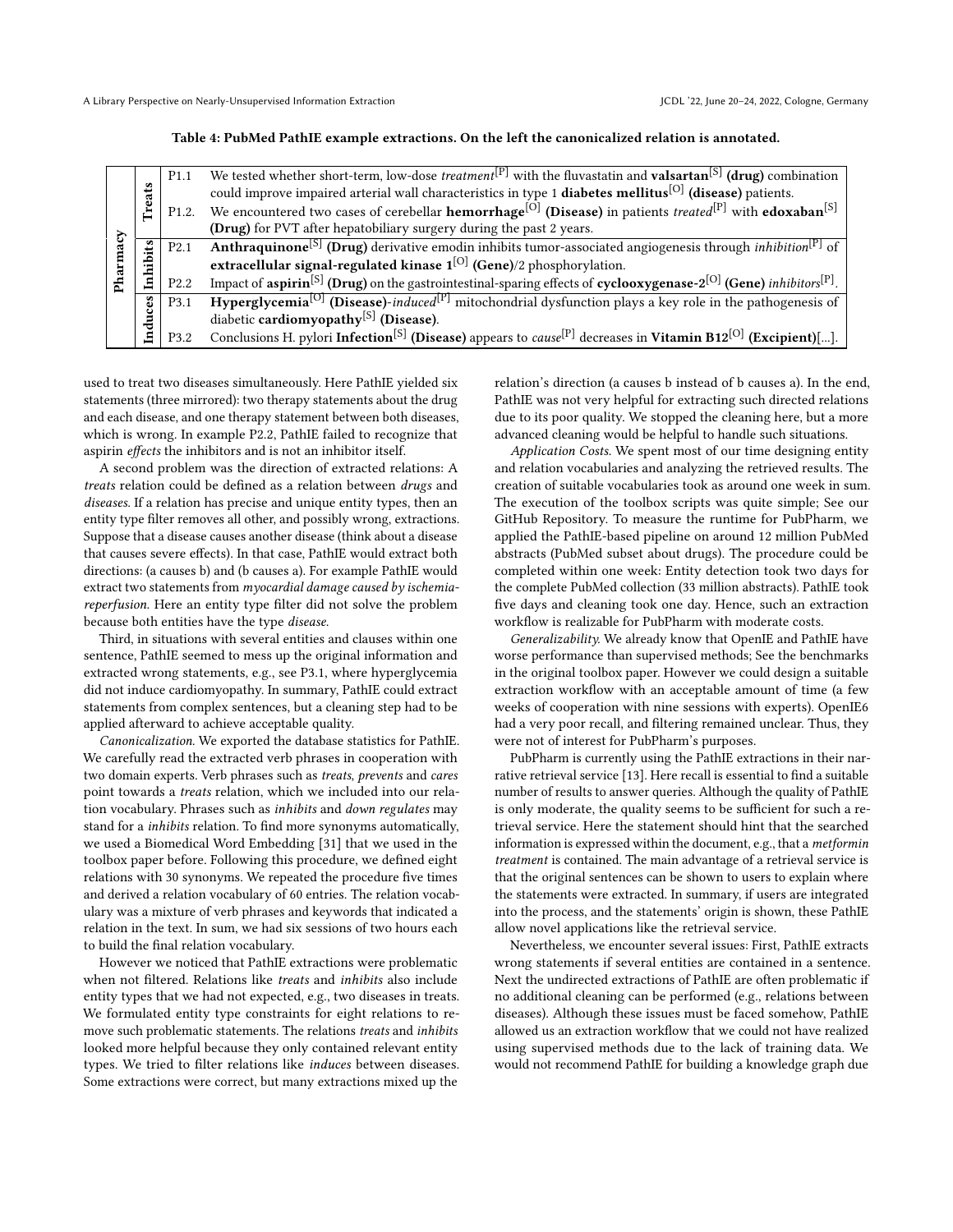Table 4: PubMed PathIE example extractions. On the left the canonicalized relation is annotated.

| | | | |
|---|---|---|---|
| Pharmacy | Treats | P1.1 | We tested whether short-term, low-dose *treatment*[P] with the fluvastatin and **valsartan**[S] **(drug)** combination could improve impaired arterial wall characteristics in type 1 **diabetes mellitus**[O] **(disease)** patients. |
| | | P1.2. | We encountered two cases of cerebellar **hemorrhage**[O] **(Disease)** in patients *treated*[P] with **edoxaban**[S] **(Drug)** for PVT after hepatobiliary surgery during the past 2 years. |
| | Inhibits | P2.1 | **Anthraquinone**[S] **(Drug)** derivative emodin inhibits tumor-associated angiogenesis through *inhibition*[P] of **extracellular signal-regulated kinase 1**[O] **(Gene)**/2 phosphorylation. |
| | | P2.2 | Impact of **aspirin**[S] **(Drug)** on the gastrointestinal-sparing effects of **cyclooxygenase-2**[O] **(Gene)** *inhibitors*[P]. |
| | Induces | P3.1 | **Hyperglycemia**[O] **(Disease)**-*induced*[P] mitochondrial dysfunction plays a key role in the pathogenesis of diabetic **cardiomyopathy**[S] **(Disease)**. |
| | | P3.2 | Conclusions H. pylori **Infection**[S] **(Disease)** appears to *cause*[P] decreases in **Vitamin B12**[O] **(Excipient)**[...]. |

used to treat two diseases simultaneously. Here PathIE yielded six statements (three mirrored): two therapy statements about the drug and each disease, and one therapy statement between both diseases, which is wrong. In example P2.2, PathIE failed to recognize that aspirin *effects* the inhibitors and is not an inhibitor itself.

A second problem was the direction of extracted relations: A *treats* relation could be defined as a relation between *drugs* and *diseases*. If a relation has precise and unique entity types, then an entity type filter removes all other, and possibly wrong, extractions. Suppose that a disease causes another disease (think about a disease that causes severe effects). In that case, PathIE would extract both directions: (a causes b) and (b causes a). For example PathIE would extract two statements from *myocardial damage caused by ischemia-reperfusion*. Here an entity type filter did not solve the problem because both entities have the type *disease*.

Third, in situations with several entities and clauses within one sentence, PathIE seemed to mess up the original information and extracted wrong statements, e.g., see P3.1, where hyperglycemia did not induce cardiomyopathy. In summary, PathIE could extract statements from complex sentences, but a cleaning step had to be applied afterward to achieve acceptable quality.

*Canonicalization.* We exported the database statistics for PathIE. We carefully read the extracted verb phrases in cooperation with two domain experts. Verb phrases such as *treats*, *prevents* and *cares* point towards a *treats* relation, which we included into our relation vocabulary. Phrases such as *inhibits* and *down regulates* may stand for a *inhibits* relation. To find more synonyms automatically, we used a Biomedical Word Embedding [31] that we used in the toolbox paper before. Following this procedure, we defined eight relations with 30 synonyms. We repeated the procedure five times and derived a relation vocabulary of 60 entries. The relation vocabulary was a mixture of verb phrases and keywords that indicated a relation in the text. In sum, we had six sessions of two hours each to build the final relation vocabulary.

However we noticed that PathIE extractions were problematic when not filtered. Relations like *treats* and *inhibits* also include entity types that we had not expected, e.g., two diseases in treats. We formulated entity type constraints for eight relations to remove such problematic statements. The relations *treats* and *inhibits* looked more helpful because they only contained relevant entity types. We tried to filter relations like *induces* between diseases. Some extractions were correct, but many extractions mixed up the relation's direction (a causes b instead of b causes a). In the end, PathIE was not very helpful for extracting such directed relations due to its poor quality. We stopped the cleaning here, but a more advanced cleaning would be helpful to handle such situations.

*Application Costs.* We spent most of our time designing entity and relation vocabularies and analyzing the retrieved results. The creation of suitable vocabularies took as around one week in sum. The execution of the toolbox scripts was quite simple; See our GitHub Repository. To measure the runtime for PubPharm, we applied the PathIE-based pipeline on around 12 million PubMed abstracts (PubMed subset about drugs). The procedure could be completed within one week: Entity detection took two days for the complete PubMed collection (33 million abstracts). PathIE took five days and cleaning took one day. Hence, such an extraction workflow is realizable for PubPharm with moderate costs.

*Generalizability.* We already know that OpenIE and PathIE have worse performance than supervised methods; See the benchmarks in the original toolbox paper. However we could design a suitable extraction workflow with an acceptable amount of time (a few weeks of cooperation with nine sessions with experts). OpenIE6 had a very poor recall, and filtering remained unclear. Thus, they were not of interest for PubPharm's purposes.

PubPharm is currently using the PathIE extractions in their narrative retrieval service [13]. Here recall is essential to find a suitable number of results to answer queries. Although the quality of PathIE is only moderate, the quality seems to be sufficient for such a retrieval service. Here the statement should hint that the searched information is expressed within the document, e.g., that a *metformin treatment* is contained. The main advantage of a retrieval service is that the original sentences can be shown to users to explain where the statements were extracted. In summary, if users are integrated into the process, and the statements' origin is shown, these PathIE allow novel applications like the retrieval service.

Nevertheless, we encounter several issues: First, PathIE extracts wrong statements if several entities are contained in a sentence. Next the undirected extractions of PathIE are often problematic if no additional cleaning can be performed (e.g., relations between diseases). Although these issues must be faced somehow, PathIE allowed us an extraction workflow that we could not have realized using supervised methods due to the lack of training data. We would not recommend PathIE for building a knowledge graph due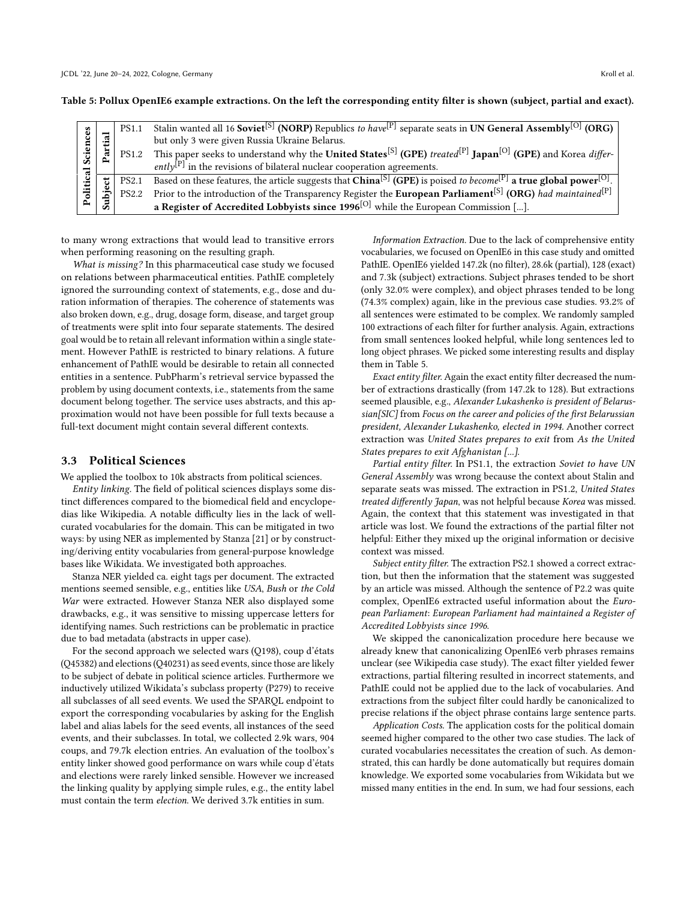**Table 5: Pollux OpenIE6 example extractions. On the left the corresponding entity filter is shown (subject, partial and exact).**

| Domain | Filter | ID | Extraction |
|---|---|---|---|
| Political Sciences | Partial | PS1.1 | Stalin wanted all 16 **Soviet**[S] **(NORP)** Republics *to have*[P] separate seats in **UN General Assembly**[O] **(ORG)** but only 3 were given Russia Ukraine Belarus. |
| | | PS1.2 | This paper seeks to understand why the **United States**[S] **(GPE)** *treated*[P] **Japan**[O] **(GPE)** and Korea *differently*[P] in the revisions of bilateral nuclear cooperation agreements. |
| | Subject | PS2.1 | Based on these features, the article suggests that **China**[S] **(GPE)** is poised *to become*[P] **a true global power**[O]. |
| | | PS2.2 | Prior to the introduction of the Transparency Register the **European Parliament**[S] **(ORG)** *had maintained*[P] **a Register of Accredited Lobbyists since 1996**[O] while the European Commission [...]. |

to many wrong extractions that would lead to transitive errors when performing reasoning on the resulting graph.

*What is missing?* In this pharmaceutical case study we focused on relations between pharmaceutical entities. PathIE completely ignored the surrounding context of statements, e.g., dose and duration information of therapies. The coherence of statements was also broken down, e.g., drug, dosage form, disease, and target group of treatments were split into four separate statements. The desired goal would be to retain all relevant information within a single statement. However PathIE is restricted to binary relations. A future enhancement of PathIE would be desirable to retain all connected entities in a sentence. PubPharm's retrieval service bypassed the problem by using document contexts, i.e., statements from the same document belong together. The service uses abstracts, and this approximation would not have been possible for full texts because a full-text document might contain several different contexts.

### 3.3 Political Sciences

We applied the toolbox to 10k abstracts from political sciences.

*Entity linking.* The field of political sciences displays some distinct differences compared to the biomedical field and encyclopedias like Wikipedia. A notable difficulty lies in the lack of well-curated vocabularies for the domain. This can be mitigated in two ways: by using NER as implemented by Stanza [21] or by constructing/deriving entity vocabularies from general-purpose knowledge bases like Wikidata. We investigated both approaches.

Stanza NER yielded ca. eight tags per document. The extracted mentions seemed sensible, e.g., entities like *USA*, *Bush* or *the Cold War* were extracted. However Stanza NER also displayed some drawbacks, e.g., it was sensitive to missing uppercase letters for identifying names. Such restrictions can be problematic in practice due to bad metadata (abstracts in upper case).

For the second approach we selected wars (Q198), coup d'états (Q45382) and elections (Q40231) as seed events, since those are likely to be subject of debate in political science articles. Furthermore we inductively utilized Wikidata's subclass property (P279) to receive all subclasses of all seed events. We used the SPARQL endpoint to export the corresponding vocabularies by asking for the English label and alias labels for the seed events, all instances of the seed events, and their subclasses. In total, we collected 2.9k wars, 904 coups, and 79.7k election entries. An evaluation of the toolbox's entity linker showed good performance on wars while coup d'états and elections were rarely linked sensible. However we increased the linking quality by applying simple rules, e.g., the entity label must contain the term *election*. We derived 3.7k entities in sum.

*Information Extraction.* Due to the lack of comprehensive entity vocabularies, we focused on OpenIE6 in this case study and omitted PathIE. OpenIE6 yielded 147.2k (no filter), 28.6k (partial), 128 (exact) and 7.3k (subject) extractions. Subject phrases tended to be short (only 32.0% were complex), and object phrases tended to be long (74.3% complex) again, like in the previous case studies. 93.2% of all sentences were estimated to be complex. We randomly sampled 100 extractions of each filter for further analysis. Again, extractions from small sentences looked helpful, while long sentences led to long object phrases. We picked some interesting results and display them in Table 5.

*Exact entity filter.* Again the exact entity filter decreased the number of extractions drastically (from 147.2k to 128). But extractions seemed plausible, e.g., *Alexander Lukashenko is president of Belarussian[SIC]* from *Focus on the career and policies of the first Belarussian president, Alexander Lukashenko, elected in 1994.* Another correct extraction was *United States prepares to exit* from *As the United States prepares to exit Afghanistan [...].*

*Partial entity filter.* In PS1.1, the extraction *Soviet to have UN General Assembly* was wrong because the context about Stalin and separate seats was missed. The extraction in PS1.2, *United States treated differently Japan*, was not helpful because *Korea* was missed. Again, the context that this statement was investigated in that article was lost. We found the extractions of the partial filter not helpful: Either they mixed up the original information or decisive context was missed.

*Subject entity filter.* The extraction PS2.1 showed a correct extraction, but then the information that the statement was suggested by an article was missed. Although the sentence of P2.2 was quite complex, OpenIE6 extracted useful information about the *European Parliament*: *European Parliament had maintained a Register of Accredited Lobbyists since 1996.*

We skipped the canonicalization procedure here because we already knew that canonicalizing OpenIE6 verb phrases remains unclear (see Wikipedia case study). The exact filter yielded fewer extractions, partial filtering resulted in incorrect statements, and PathIE could not be applied due to the lack of vocabularies. And extractions from the subject filter could hardly be canonicalized to precise relations if the object phrase contains large sentence parts.

*Application Costs.* The application costs for the political domain seemed higher compared to the other two case studies. The lack of curated vocabularies necessitates the creation of such. As demonstrated, this can hardly be done automatically but requires domain knowledge. We exported some vocabularies from Wikidata but we missed many entities in the end. In sum, we had four sessions, each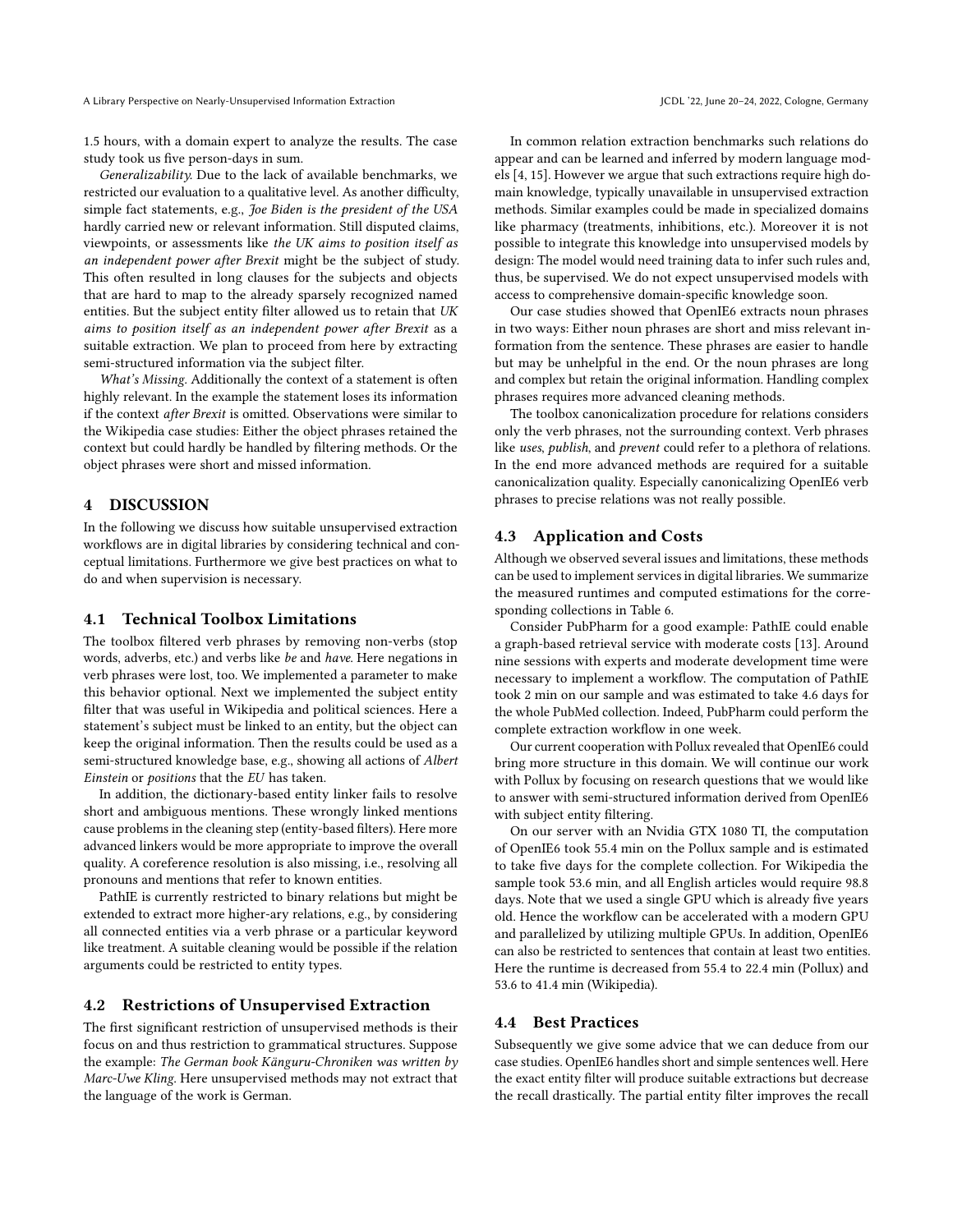1.5 hours, with a domain expert to analyze the results. The case study took us five person-days in sum.

*Generalizability.* Due to the lack of available benchmarks, we restricted our evaluation to a qualitative level. As another difficulty, simple fact statements, e.g., *Joe Biden is the president of the USA* hardly carried new or relevant information. Still disputed claims, viewpoints, or assessments like *the UK aims to position itself as an independent power after Brexit* might be the subject of study. This often resulted in long clauses for the subjects and objects that are hard to map to the already sparsely recognized named entities. But the subject entity filter allowed us to retain that *UK aims to position itself as an independent power after Brexit* as a suitable extraction. We plan to proceed from here by extracting semi-structured information via the subject filter.

*What's Missing.* Additionally the context of a statement is often highly relevant. In the example the statement loses its information if the context *after Brexit* is omitted. Observations were similar to the Wikipedia case studies: Either the object phrases retained the context but could hardly be handled by filtering methods. Or the object phrases were short and missed information.

## 4 DISCUSSION

In the following we discuss how suitable unsupervised extraction workflows are in digital libraries by considering technical and conceptual limitations. Furthermore we give best practices on what to do and when supervision is necessary.

### 4.1 Technical Toolbox Limitations

The toolbox filtered verb phrases by removing non-verbs (stop words, adverbs, etc.) and verbs like *be* and *have.* Here negations in verb phrases were lost, too. We implemented a parameter to make this behavior optional. Next we implemented the subject entity filter that was useful in Wikipedia and political sciences. Here a statement's subject must be linked to an entity, but the object can keep the original information. Then the results could be used as a semi-structured knowledge base, e.g., showing all actions of *Albert Einstein* or *positions* that the *EU* has taken.

In addition, the dictionary-based entity linker fails to resolve short and ambiguous mentions. These wrongly linked mentions cause problems in the cleaning step (entity-based filters). Here more advanced linkers would be more appropriate to improve the overall quality. A coreference resolution is also missing, i.e., resolving all pronouns and mentions that refer to known entities.

PathIE is currently restricted to binary relations but might be extended to extract more higher-ary relations, e.g., by considering all connected entities via a verb phrase or a particular keyword like treatment. A suitable cleaning would be possible if the relation arguments could be restricted to entity types.

### 4.2 Restrictions of Unsupervised Extraction

The first significant restriction of unsupervised methods is their focus on and thus restriction to grammatical structures. Suppose the example: *The German book Känguru-Chroniken was written by Marc-Uwe Kling.* Here unsupervised methods may not extract that the language of the work is German.

In common relation extraction benchmarks such relations do appear and can be learned and inferred by modern language models [4, 15]. However we argue that such extractions require high domain knowledge, typically unavailable in unsupervised extraction methods. Similar examples could be made in specialized domains like pharmacy (treatments, inhibitions, etc.). Moreover it is not possible to integrate this knowledge into unsupervised models by design: The model would need training data to infer such rules and, thus, be supervised. We do not expect unsupervised models with access to comprehensive domain-specific knowledge soon.

Our case studies showed that OpenIE6 extracts noun phrases in two ways: Either noun phrases are short and miss relevant information from the sentence. These phrases are easier to handle but may be unhelpful in the end. Or the noun phrases are long and complex but retain the original information. Handling complex phrases requires more advanced cleaning methods.

The toolbox canonicalization procedure for relations considers only the verb phrases, not the surrounding context. Verb phrases like *uses*, *publish*, and *prevent* could refer to a plethora of relations. In the end more advanced methods are required for a suitable canonicalization quality. Especially canonicalizing OpenIE6 verb phrases to precise relations was not really possible.

### 4.3 Application and Costs

Although we observed several issues and limitations, these methods can be used to implement services in digital libraries. We summarize the measured runtimes and computed estimations for the corresponding collections in Table 6.

Consider PubPharm for a good example: PathIE could enable a graph-based retrieval service with moderate costs [13]. Around nine sessions with experts and moderate development time were necessary to implement a workflow. The computation of PathIE took 2 min on our sample and was estimated to take 4.6 days for the whole PubMed collection. Indeed, PubPharm could perform the complete extraction workflow in one week.

Our current cooperation with Pollux revealed that OpenIE6 could bring more structure in this domain. We will continue our work with Pollux by focusing on research questions that we would like to answer with semi-structured information derived from OpenIE6 with subject entity filtering.

On our server with an Nvidia GTX 1080 TI, the computation of OpenIE6 took 55.4 min on the Pollux sample and is estimated to take five days for the complete collection. For Wikipedia the sample took 53.6 min, and all English articles would require 98.8 days. Note that we used a single GPU which is already five years old. Hence the workflow can be accelerated with a modern GPU and parallelized by utilizing multiple GPUs. In addition, OpenIE6 can also be restricted to sentences that contain at least two entities. Here the runtime is decreased from 55.4 to 22.4 min (Pollux) and 53.6 to 41.4 min (Wikipedia).

### 4.4 Best Practices

Subsequently we give some advice that we can deduce from our case studies. OpenIE6 handles short and simple sentences well. Here the exact entity filter will produce suitable extractions but decrease the recall drastically. The partial entity filter improves the recall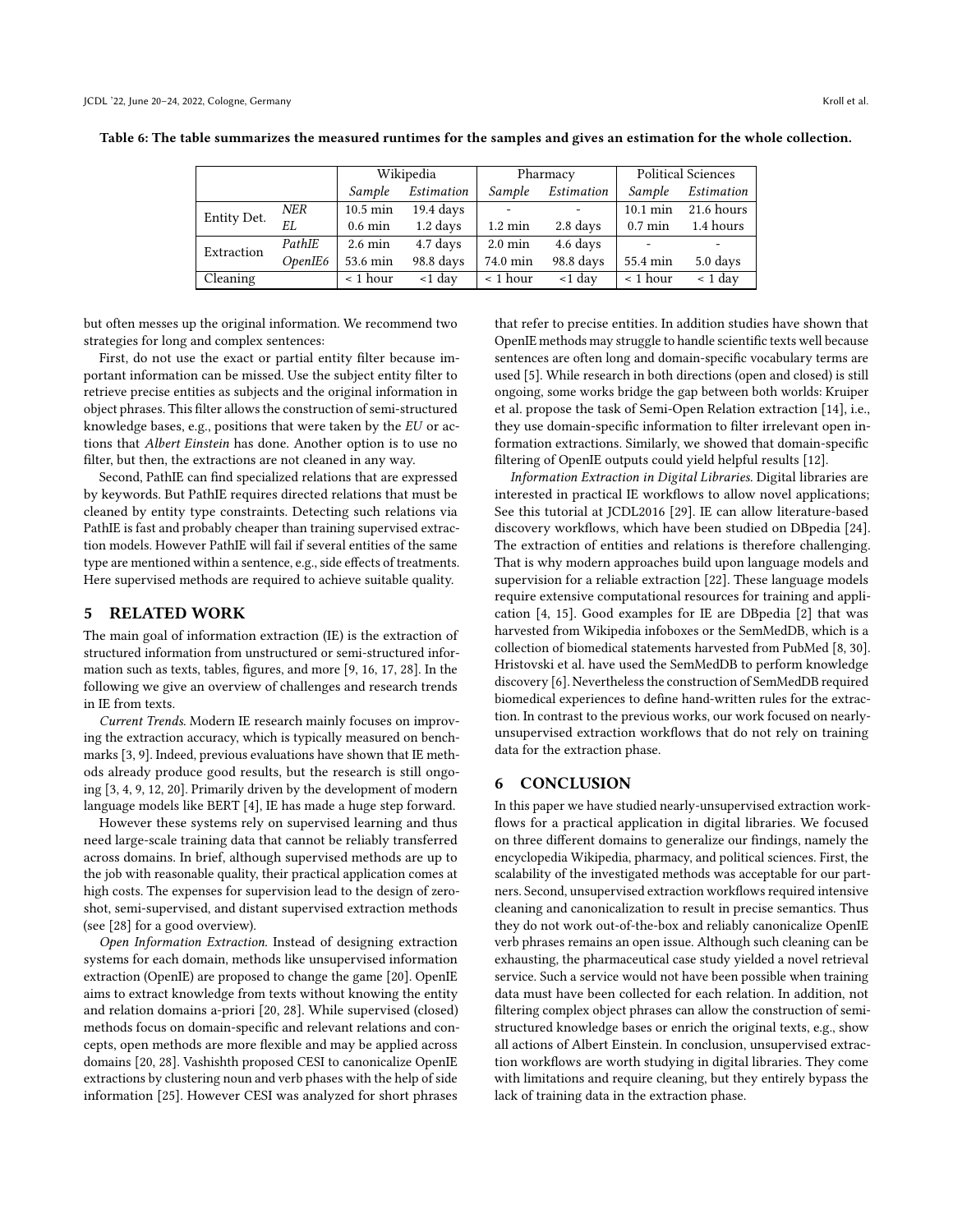Table 6: The table summarizes the measured runtimes for the samples and gives an estimation for the whole collection.

| | | Wikipedia | | Pharmacy | | Political Sciences | |
|---|---|---|---|---|---|---|---|
| | | *Sample* | *Estimation* | *Sample* | *Estimation* | *Sample* | *Estimation* |
| Entity Det. | *NER* | 10.5 min | 19.4 days | - | - | 10.1 min | 21.6 hours |
| | *EL* | 0.6 min | 1.2 days | 1.2 min | 2.8 days | 0.7 min | 1.4 hours |
| Extraction | *PathIE* | 2.6 min | 4.7 days | 2.0 min | 4.6 days | - | - |
| | *OpenIE6* | 53.6 min | 98.8 days | 74.0 min | 98.8 days | 55.4 min | 5.0 days |
| Cleaning | | < 1 hour | <1 day | < 1 hour | <1 day | < 1 hour | < 1 day |

but often messes up the original information. We recommend two strategies for long and complex sentences:

First, do not use the exact or partial entity filter because important information can be missed. Use the subject entity filter to retrieve precise entities as subjects and the original information in object phrases. This filter allows the construction of semi-structured knowledge bases, e.g., positions that were taken by the *EU* or actions that *Albert Einstein* has done. Another option is to use no filter, but then, the extractions are not cleaned in any way.

Second, PathIE can find specialized relations that are expressed by keywords. But PathIE requires directed relations that must be cleaned by entity type constraints. Detecting such relations via PathIE is fast and probably cheaper than training supervised extraction models. However PathIE will fail if several entities of the same type are mentioned within a sentence, e.g., side effects of treatments. Here supervised methods are required to achieve suitable quality.

## 5 RELATED WORK

The main goal of information extraction (IE) is the extraction of structured information from unstructured or semi-structured information such as texts, tables, figures, and more [9, 16, 17, 28]. In the following we give an overview of challenges and research trends in IE from texts.

*Current Trends.* Modern IE research mainly focuses on improving the extraction accuracy, which is typically measured on benchmarks [3, 9]. Indeed, previous evaluations have shown that IE methods already produce good results, but the research is still ongoing [3, 4, 9, 12, 20]. Primarily driven by the development of modern language models like BERT [4], IE has made a huge step forward.

However these systems rely on supervised learning and thus need large-scale training data that cannot be reliably transferred across domains. In brief, although supervised methods are up to the job with reasonable quality, their practical application comes at high costs. The expenses for supervision lead to the design of zero-shot, semi-supervised, and distant supervised extraction methods (see [28] for a good overview).

*Open Information Extraction.* Instead of designing extraction systems for each domain, methods like unsupervised information extraction (OpenIE) are proposed to change the game [20]. OpenIE aims to extract knowledge from texts without knowing the entity and relation domains a-priori [20, 28]. While supervised (closed) methods focus on domain-specific and relevant relations and concepts, open methods are more flexible and may be applied across domains [20, 28]. Vashishth proposed CESI to canonicalize OpenIE extractions by clustering noun and verb phases with the help of side information [25]. However CESI was analyzed for short phrases that refer to precise entities. In addition studies have shown that OpenIE methods may struggle to handle scientific texts well because sentences are often long and domain-specific vocabulary terms are used [5]. While research in both directions (open and closed) is still ongoing, some works bridge the gap between both worlds: Kruiper et al. propose the task of Semi-Open Relation extraction [14], i.e., they use domain-specific information to filter irrelevant open information extractions. Similarly, we showed that domain-specific filtering of OpenIE outputs could yield helpful results [12].

*Information Extraction in Digital Libraries.* Digital libraries are interested in practical IE workflows to allow novel applications; See this tutorial at JCDL2016 [29]. IE can allow literature-based discovery workflows, which have been studied on DBpedia [24]. The extraction of entities and relations is therefore challenging. That is why modern approaches build upon language models and supervision for a reliable extraction [22]. These language models require extensive computational resources for training and application [4, 15]. Good examples for IE are DBpedia [2] that was harvested from Wikipedia infoboxes or the SemMedDB, which is a collection of biomedical statements harvested from PubMed [8, 30]. Hristovski et al. have used the SemMedDB to perform knowledge discovery [6]. Nevertheless the construction of SemMedDB required biomedical experiences to define hand-written rules for the extraction. In contrast to the previous works, our work focused on nearly-unsupervised extraction workflows that do not rely on training data for the extraction phase.

## 6 CONCLUSION

In this paper we have studied nearly-unsupervised extraction workflows for a practical application in digital libraries. We focused on three different domains to generalize our findings, namely the encyclopedia Wikipedia, pharmacy, and political sciences. First, the scalability of the investigated methods was acceptable for our partners. Second, unsupervised extraction workflows required intensive cleaning and canonicalization to result in precise semantics. Thus they do not work out-of-the-box and reliably canonicalize OpenIE verb phrases remains an open issue. Although such cleaning can be exhausting, the pharmaceutical case study yielded a novel retrieval service. Such a service would not have been possible when training data must have been collected for each relation. In addition, not filtering complex object phrases can allow the construction of semi-structured knowledge bases or enrich the original texts, e.g., show all actions of Albert Einstein. In conclusion, unsupervised extraction workflows are worth studying in digital libraries. They come with limitations and require cleaning, but they entirely bypass the lack of training data in the extraction phase.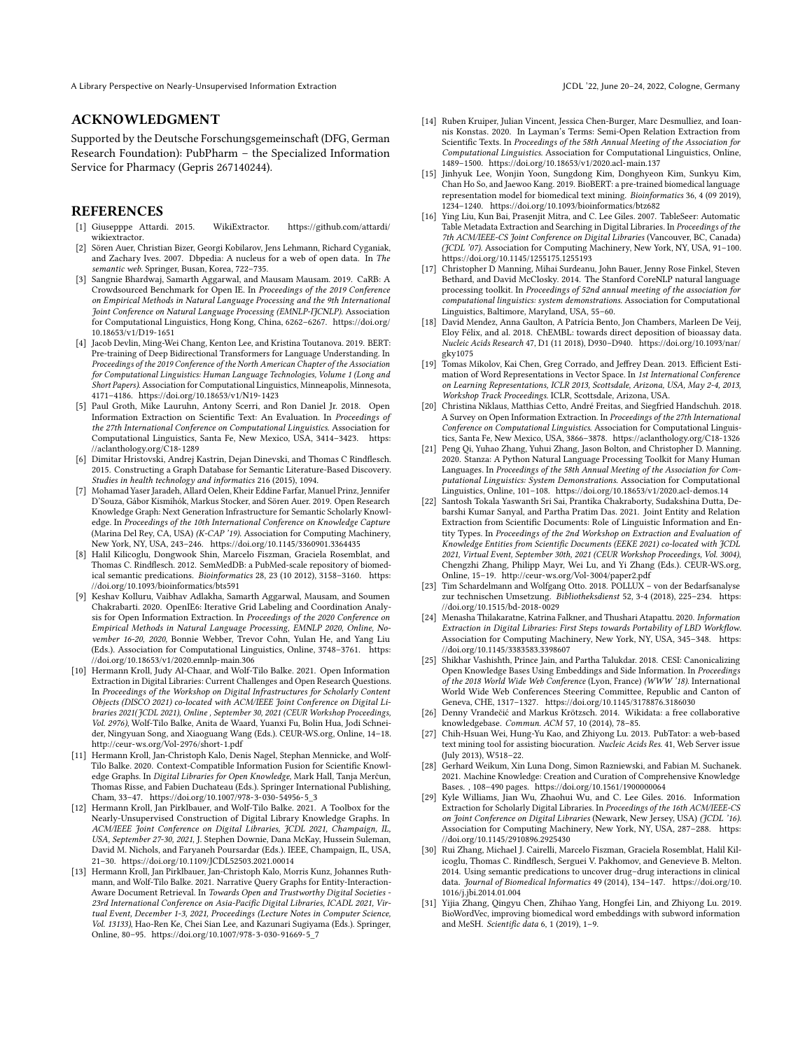## ACKNOWLEDGMENT

Supported by the Deutsche Forschungsgemeinschaft (DFG, German Research Foundation): PubPharm – the Specialized Information Service for Pharmacy (Gepris 267140244).

## REFERENCES

- [1] Giuseppe Attardi. 2015. WikiExtractor. https://github.com/attardi/wikiextractor.
- [2] Sören Auer, Christian Bizer, Georgi Kobilarov, Jens Lehmann, Richard Cyganiak, and Zachary Ives. 2007. Dbpedia: A nucleus for a web of open data. In *The semantic web*. Springer, Busan, Korea, 722–735.
- [3] Sangnie Bhardwaj, Samarth Aggarwal, and Mausam Mausam. 2019. CaRB: A Crowdsourced Benchmark for Open IE. In *Proceedings of the 2019 Conference on Empirical Methods in Natural Language Processing and the 9th International Joint Conference on Natural Language Processing (EMNLP-IJCNLP)*. Association for Computational Linguistics, Hong Kong, China, 6262–6267. https://doi.org/10.18653/v1/D19-1651
- [4] Jacob Devlin, Ming-Wei Chang, Kenton Lee, and Kristina Toutanova. 2019. BERT: Pre-training of Deep Bidirectional Transformers for Language Understanding. In *Proceedings of the 2019 Conference of the North American Chapter of the Association for Computational Linguistics: Human Language Technologies, Volume 1 (Long and Short Papers)*. Association for Computational Linguistics, Minneapolis, Minnesota, 4171–4186. https://doi.org/10.18653/v1/N19-1423
- [5] Paul Groth, Mike Lauruhn, Antony Scerri, and Ron Daniel Jr. 2018. Open Information Extraction on Scientific Text: An Evaluation. In *Proceedings of the 27th International Conference on Computational Linguistics*. Association for Computational Linguistics, Santa Fe, New Mexico, USA, 3414–3423. https://aclanthology.org/C18-1289
- [6] Dimitar Hristovski, Andrej Kastrin, Dejan Dinevski, and Thomas C Rindflesch. 2015. Constructing a Graph Database for Semantic Literature-Based Discovery. *Studies in health technology and informatics* 216 (2015), 1094.
- [7] Mohamad Yaser Jaradeh, Allard Oelen, Kheir Eddine Farfar, Manuel Prinz, Jennifer D'Souza, Gábor Kismihók, Markus Stocker, and Sören Auer. 2019. Open Research Knowledge Graph: Next Generation Infrastructure for Semantic Scholarly Knowledge. In *Proceedings of the 10th International Conference on Knowledge Capture* (Marina Del Rey, CA, USA) *(K-CAP '19)*. Association for Computing Machinery, New York, NY, USA, 243–246. https://doi.org/10.1145/3360901.3364435
- [8] Halil Kilicoglu, Dongwook Shin, Marcelo Fiszman, Graciela Rosemblat, and Thomas C. Rindflesch. 2012. SemMedDB: a PubMed-scale repository of biomedical semantic predications. *Bioinformatics* 28, 23 (10 2012), 3158–3160. https://doi.org/10.1093/bioinformatics/bts591
- [9] Keshav Kolluru, Vaibhav Adlakha, Samarth Aggarwal, Mausam, and Soumen Chakrabarti. 2020. OpenIE6: Iterative Grid Labeling and Coordination Analysis for Open Information Extraction. In *Proceedings of the 2020 Conference on Empirical Methods in Natural Language Processing, EMNLP 2020, Online, November 16-20, 2020*, Bonnie Webber, Trevor Cohn, Yulan He, and Yang Liu (Eds.). Association for Computational Linguistics, Online, 3748–3761. https://doi.org/10.18653/v1/2020.emnlp-main.306
- [10] Hermann Kroll, Judy Al-Chaar, and Wolf-Tilo Balke. 2021. Open Information Extraction in Digital Libraries: Current Challenges and Open Research Questions. In *Proceedings of the Workshop on Digital Infrastructures for Scholarly Content Objects (DISCO 2021) co-located with ACM/IEEE Joint Conference on Digital Libraries 2021(JCDL 2021), Online , September 30, 2021 (CEUR Workshop Proceedings, Vol. 2976)*, Wolf-Tilo Balke, Anita de Waard, Yuanxi Fu, Bolin Hua, Jodi Schneider, Ningyuan Song, and Xiaoguang Wang (Eds.). CEUR-WS.org, Online, 14–18. http://ceur-ws.org/Vol-2976/short-1.pdf
- [11] Hermann Kroll, Jan-Christoph Kalo, Denis Nagel, Stephan Mennicke, and Wolf-Tilo Balke. 2020. Context-Compatible Information Fusion for Scientific Knowledge Graphs. In *Digital Libraries for Open Knowledge*, Mark Hall, Tanja Merčun, Thomas Risse, and Fabien Duchateau (Eds.). Springer International Publishing, Cham, 33–47. https://doi.org/10.1007/978-3-030-54956-5_3
- [12] Hermann Kroll, Jan Pirklbauer, and Wolf-Tilo Balke. 2021. A Toolbox for the Nearly-Unsupervised Construction of Digital Library Knowledge Graphs. In *ACM/IEEE Joint Conference on Digital Libraries, JCDL 2021, Champaign, IL, USA, September 27-30, 2021*, J. Stephen Downie, Dana McKay, Hussein Suleman, David M. Nichols, and Faryaneh Poursardar (Eds.). IEEE, Champaign, IL, USA, 21–30. https://doi.org/10.1109/JCDL52503.2021.00014
- [13] Hermann Kroll, Jan Pirklbauer, Jan-Christoph Kalo, Morris Kunz, Johannes Ruthmann, and Wolf-Tilo Balke. 2021. Narrative Query Graphs for Entity-Interaction-Aware Document Retrieval. In *Towards Open and Trustworthy Digital Societies - 23rd International Conference on Asia-Pacific Digital Libraries, ICADL 2021, Virtual Event, December 1-3, 2021, Proceedings (Lecture Notes in Computer Science, Vol. 13133)*, Hao-Ren Ke, Chei Sian Lee, and Kazunari Sugiyama (Eds.). Springer, Online, 80–95. https://doi.org/10.1007/978-3-030-91669-5_7
- [14] Ruben Kruiper, Julian Vincent, Jessica Chen-Burger, Marc Desmulliez, and Ioannis Konstas. 2020. In Layman's Terms: Semi-Open Relation Extraction from Scientific Texts. In *Proceedings of the 58th Annual Meeting of the Association for Computational Linguistics*. Association for Computational Linguistics, Online, 1489–1500. https://doi.org/10.18653/v1/2020.acl-main.137
- [15] Jinhyuk Lee, Wonjin Yoon, Sungdong Kim, Donghyeon Kim, Sunkyu Kim, Chan Ho So, and Jaewoo Kang. 2019. BioBERT: a pre-trained biomedical language representation model for biomedical text mining. *Bioinformatics* 36, 4 (09 2019), 1234–1240. https://doi.org/10.1093/bioinformatics/btz682
- [16] Ying Liu, Kun Bai, Prasenjit Mitra, and C. Lee Giles. 2007. TableSeer: Automatic Table Metadata Extraction and Searching in Digital Libraries. In *Proceedings of the 7th ACM/IEEE-CS Joint Conference on Digital Libraries* (Vancouver, BC, Canada) *(JCDL '07)*. Association for Computing Machinery, New York, NY, USA, 91–100. https://doi.org/10.1145/1255175.1255193
- [17] Christopher D Manning, Mihai Surdeanu, John Bauer, Jenny Rose Finkel, Steven Bethard, and David McClosky. 2014. The Stanford CoreNLP natural language processing toolkit. In *Proceedings of 52nd annual meeting of the association for computational linguistics: system demonstrations*. Association for Computational Linguistics, Baltimore, Maryland, USA, 55–60.
- [18] David Mendez, Anna Gaulton, A Patrícia Bento, Jon Chambers, Marleen De Veij, Eloy Félix, and al. 2018. ChEMBL: towards direct deposition of bioassay data. *Nucleic Acids Research* 47, D1 (11 2018), D930–D940. https://doi.org/10.1093/nar/gky1075
- [19] Tomas Mikolov, Kai Chen, Greg Corrado, and Jeffrey Dean. 2013. Efficient Estimation of Word Representations in Vector Space. In *1st International Conference on Learning Representations, ICLR 2013, Scottsdale, Arizona, USA, May 2-4, 2013, Workshop Track Proceedings*. ICLR, Scottsdale, Arizona, USA.
- [20] Christina Niklaus, Matthias Cetto, André Freitas, and Siegfried Handschuh. 2018. A Survey on Open Information Extraction. In *Proceedings of the 27th International Conference on Computational Linguistics*. Association for Computational Linguistics, Santa Fe, New Mexico, USA, 3866–3878. https://aclanthology.org/C18-1326
- [21] Peng Qi, Yuhao Zhang, Yuhui Zhang, Jason Bolton, and Christopher D. Manning. 2020. Stanza: A Python Natural Language Processing Toolkit for Many Human Languages. In *Proceedings of the 58th Annual Meeting of the Association for Computational Linguistics: System Demonstrations*. Association for Computational Linguistics, Online, 101–108. https://doi.org/10.18653/v1/2020.acl-demos.14
- [22] Santosh Tokala Yaswanth Sri Sai, Prantika Chakraborty, Sudakshina Dutta, Debarshi Kumar Sanyal, and Partha Pratim Das. 2021. Joint Entity and Relation Extraction from Scientific Documents: Role of Linguistic Information and Entity Types. In *Proceedings of the 2nd Workshop on Extraction and Evaluation of Knowledge Entities from Scientific Documents (EEKE 2021) co-located with JCDL 2021, Virtual Event, September 30th, 2021 (CEUR Workshop Proceedings, Vol. 3004)*, Chengzhi Zhang, Philipp Mayr, Wei Lu, and Yi Zhang (Eds.). CEUR-WS.org, Online, 15–19. http://ceur-ws.org/Vol-3004/paper2.pdf
- [23] Tim Schardelmann and Wolfgang Otto. 2018. POLLUX – von der Bedarfsanalyse zur technischen Umsetzung. *Bibliotheksdienst* 52, 3-4 (2018), 225–234. https://doi.org/10.1515/bd-2018-0029
- [24] Menasha Thilakaratne, Katrina Falkner, and Thushari Atapattu. 2020. *Information Extraction in Digital Libraries: First Steps towards Portability of LBD Workflow*. Association for Computing Machinery, New York, NY, USA, 345–348. https://doi.org/10.1145/3383583.3398607
- [25] Shikhar Vashishth, Prince Jain, and Partha Talukdar. 2018. CESI: Canonicalizing Open Knowledge Bases Using Embeddings and Side Information. In *Proceedings of the 2018 World Wide Web Conference* (Lyon, France) *(WWW '18)*. International World Wide Web Conferences Steering Committee, Republic and Canton of Geneva, CHE, 1317–1327. https://doi.org/10.1145/3178876.3186030
- [26] Denny Vrandečić and Markus Krötzsch. 2014. Wikidata: a free collaborative knowledgebase. *Commun. ACM* 57, 10 (2014), 78–85.
- [27] Chih-Hsuan Wei, Hung-Yu Kao, and Zhiyong Lu. 2013. PubTator: a web-based text mining tool for assisting biocuration. *Nucleic Acids Res.* 41, Web Server issue (July 2013), W518–22.
- [28] Gerhard Weikum, Xin Luna Dong, Simon Razniewski, and Fabian M. Suchanek. 2021. Machine Knowledge: Creation and Curation of Comprehensive Knowledge Bases. , 108–490 pages. https://doi.org/10.1561/1900000064
- [29] Kyle Williams, Jian Wu, Zhaohui Wu, and C. Lee Giles. 2016. Information Extraction for Scholarly Digital Libraries. In *Proceedings of the 16th ACM/IEEE-CS on Joint Conference on Digital Libraries* (Newark, New Jersey, USA) *(JCDL '16)*. Association for Computing Machinery, New York, NY, USA, 287–288. https://doi.org/10.1145/2910896.2925430
- [30] Rui Zhang, Michael J. Cairelli, Marcelo Fiszman, Graciela Rosemblat, Halil Kilicoglu, Thomas C. Rindflesch, Serguei V. Pakhomov, and Genevieve B. Melton. 2014. Using semantic predications to uncover drug–drug interactions in clinical data. *Journal of Biomedical Informatics* 49 (2014), 134–147. https://doi.org/10.1016/j.jbi.2014.01.004
- [31] Yijia Zhang, Qingyu Chen, Zhihao Yang, Hongfei Lin, and Zhiyong Lu. 2019. BioWordVec, improving biomedical word embeddings with subword information and MeSH. *Scientific data* 6, 1 (2019), 1–9.